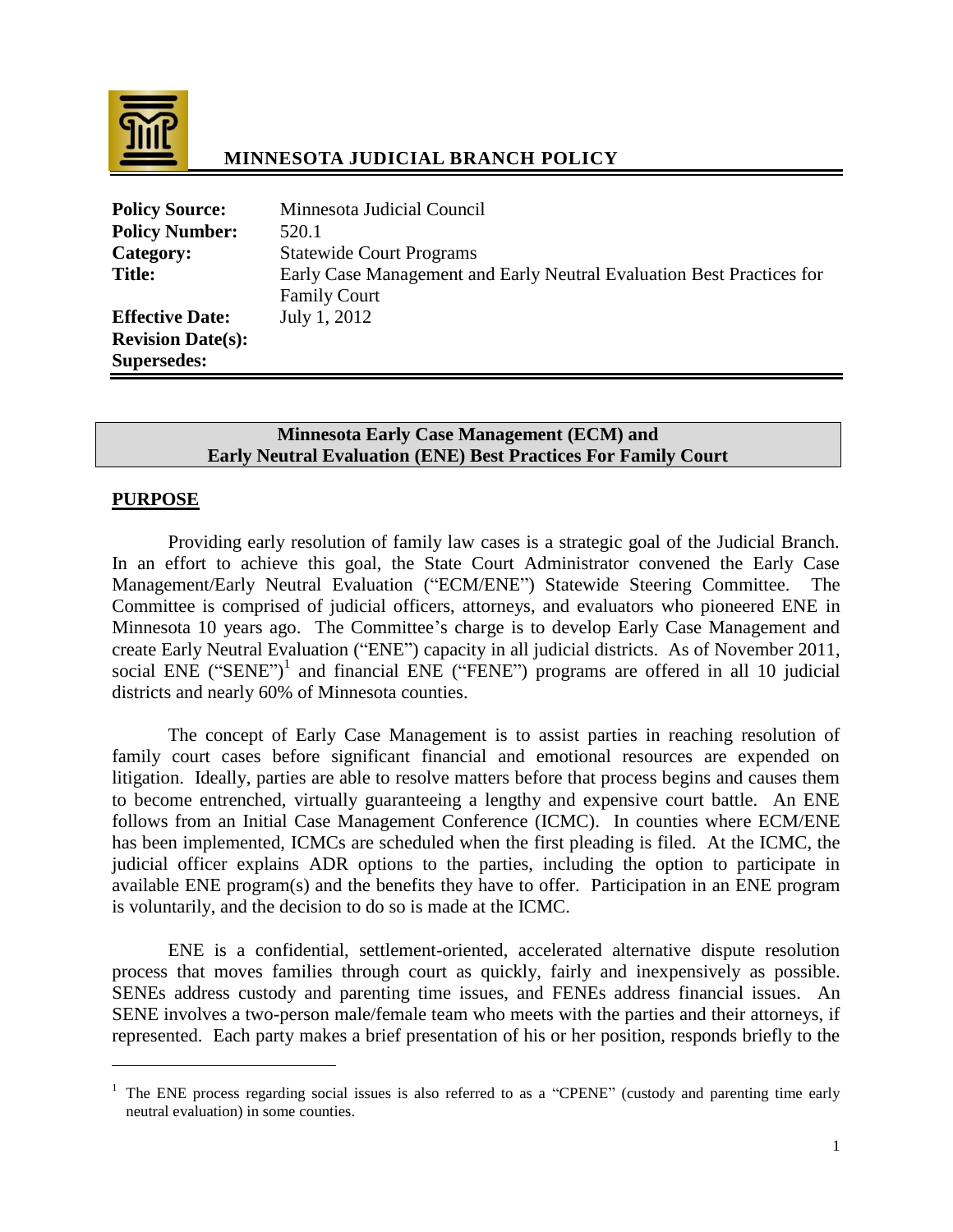# MINNESOTA JUDICIAL BRANCH POLICY

| | |
|---|---|
| **Policy Source:** | Minnesota Judicial Council |
| **Policy Number:** | 520.1 |
| **Category:** | Statewide Court Programs |
| **Title:** | Early Case Management and Early Neutral Evaluation Best Practices for Family Court |
| **Effective Date:** | July 1, 2012 |
| **Revision Date(s):** | |
| **Supersedes:** | |

## Minnesota Early Case Management (ECM) and Early Neutral Evaluation (ENE) Best Practices For Family Court

### PURPOSE

Providing early resolution of family law cases is a strategic goal of the Judicial Branch. In an effort to achieve this goal, the State Court Administrator convened the Early Case Management/Early Neutral Evaluation ("ECM/ENE") Statewide Steering Committee. The Committee is comprised of judicial officers, attorneys, and evaluators who pioneered ENE in Minnesota 10 years ago. The Committee's charge is to develop Early Case Management and create Early Neutral Evaluation ("ENE") capacity in all judicial districts. As of November 2011, social ENE ("SENE")[1] and financial ENE ("FENE") programs are offered in all 10 judicial districts and nearly 60% of Minnesota counties.

The concept of Early Case Management is to assist parties in reaching resolution of family court cases before significant financial and emotional resources are expended on litigation. Ideally, parties are able to resolve matters before that process begins and causes them to become entrenched, virtually guaranteeing a lengthy and expensive court battle. An ENE follows from an Initial Case Management Conference (ICMC). In counties where ECM/ENE has been implemented, ICMCs are scheduled when the first pleading is filed. At the ICMC, the judicial officer explains ADR options to the parties, including the option to participate in available ENE program(s) and the benefits they have to offer. Participation in an ENE program is voluntarily, and the decision to do so is made at the ICMC.

ENE is a confidential, settlement-oriented, accelerated alternative dispute resolution process that moves families through court as quickly, fairly and inexpensively as possible. SENEs address custody and parenting time issues, and FENEs address financial issues. An SENE involves a two-person male/female team who meets with the parties and their attorneys, if represented. Each party makes a brief presentation of his or her position, responds briefly to the

---

[1] The ENE process regarding social issues is also referred to as a "CPENE" (custody and parenting time early neutral evaluation) in some counties.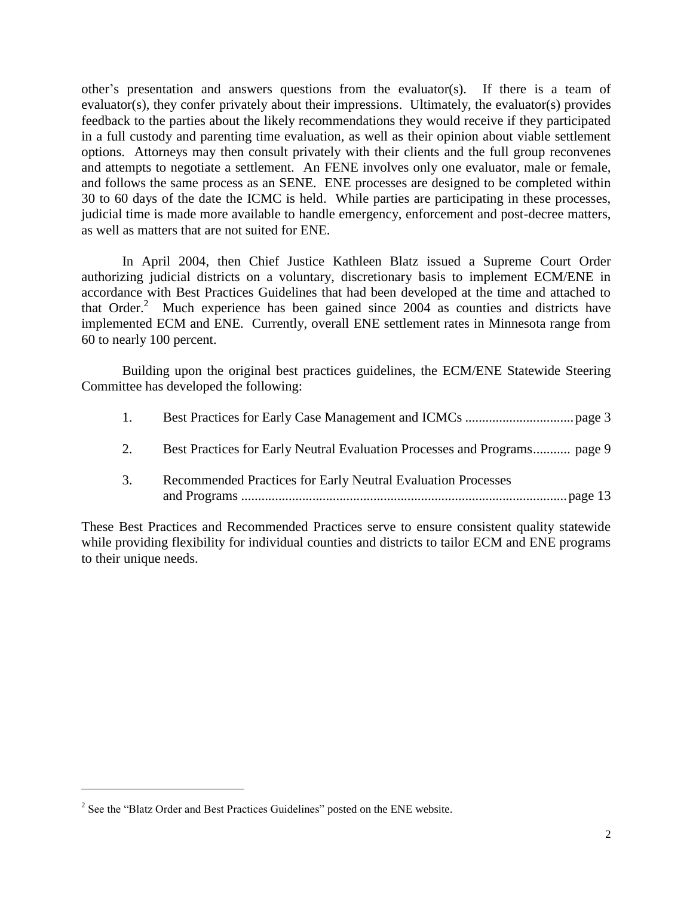other's presentation and answers questions from the evaluator(s). If there is a team of evaluator(s), they confer privately about their impressions. Ultimately, the evaluator(s) provides feedback to the parties about the likely recommendations they would receive if they participated in a full custody and parenting time evaluation, as well as their opinion about viable settlement options. Attorneys may then consult privately with their clients and the full group reconvenes and attempts to negotiate a settlement. An FENE involves only one evaluator, male or female, and follows the same process as an SENE. ENE processes are designed to be completed within 30 to 60 days of the date the ICMC is held. While parties are participating in these processes, judicial time is made more available to handle emergency, enforcement and post-decree matters, as well as matters that are not suited for ENE.

In April 2004, then Chief Justice Kathleen Blatz issued a Supreme Court Order authorizing judicial districts on a voluntary, discretionary basis to implement ECM/ENE in accordance with Best Practices Guidelines that had been developed at the time and attached to that Order.[2] Much experience has been gained since 2004 as counties and districts have implemented ECM and ENE. Currently, overall ENE settlement rates in Minnesota range from 60 to nearly 100 percent.

Building upon the original best practices guidelines, the ECM/ENE Statewide Steering Committee has developed the following:

1. Best Practices for Early Case Management and ICMCs ................................ page 3
2. Best Practices for Early Neutral Evaluation Processes and Programs........... page 9
3. Recommended Practices for Early Neutral Evaluation Processes and Programs ................................................................................................ page 13

These Best Practices and Recommended Practices serve to ensure consistent quality statewide while providing flexibility for individual counties and districts to tailor ECM and ENE programs to their unique needs.

[2] See the "Blatz Order and Best Practices Guidelines" posted on the ENE website.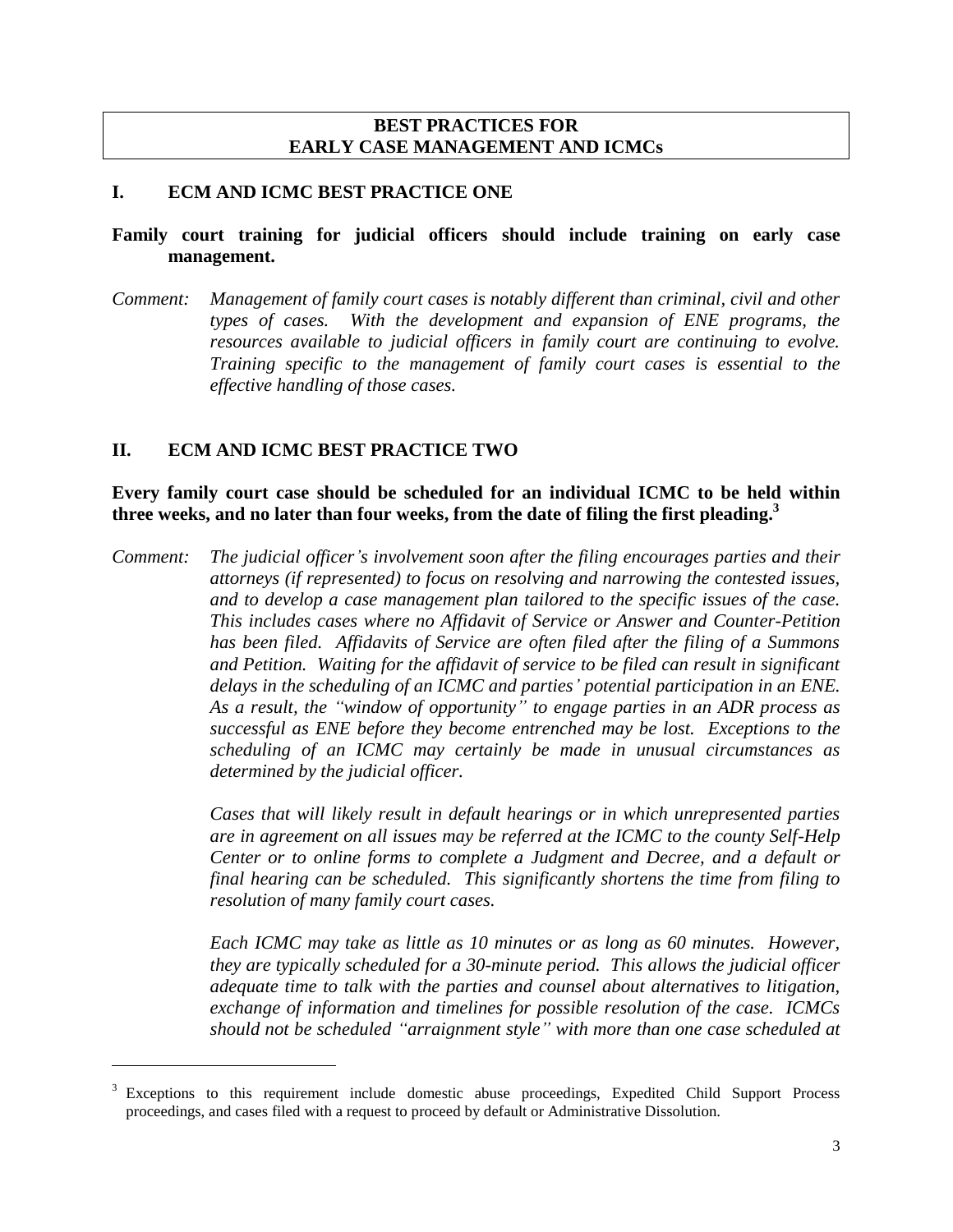## BEST PRACTICES FOR EARLY CASE MANAGEMENT AND ICMCs

### I. ECM AND ICMC BEST PRACTICE ONE

**Family court training for judicial officers should include training on early case management.**

*Comment: Management of family court cases is notably different than criminal, civil and other types of cases. With the development and expansion of ENE programs, the resources available to judicial officers in family court are continuing to evolve. Training specific to the management of family court cases is essential to the effective handling of those cases.*

### II. ECM AND ICMC BEST PRACTICE TWO

**Every family court case should be scheduled for an individual ICMC to be held within three weeks, and no later than four weeks, from the date of filing the first pleading.[3]**

*Comment: The judicial officer's involvement soon after the filing encourages parties and their attorneys (if represented) to focus on resolving and narrowing the contested issues, and to develop a case management plan tailored to the specific issues of the case. This includes cases where no Affidavit of Service or Answer and Counter-Petition has been filed. Affidavits of Service are often filed after the filing of a Summons and Petition. Waiting for the affidavit of service to be filed can result in significant delays in the scheduling of an ICMC and parties' potential participation in an ENE. As a result, the "window of opportunity" to engage parties in an ADR process as successful as ENE before they become entrenched may be lost. Exceptions to the scheduling of an ICMC may certainly be made in unusual circumstances as determined by the judicial officer.*

*Cases that will likely result in default hearings or in which unrepresented parties are in agreement on all issues may be referred at the ICMC to the county Self-Help Center or to online forms to complete a Judgment and Decree, and a default or final hearing can be scheduled. This significantly shortens the time from filing to resolution of many family court cases.*

*Each ICMC may take as little as 10 minutes or as long as 60 minutes. However, they are typically scheduled for a 30-minute period. This allows the judicial officer adequate time to talk with the parties and counsel about alternatives to litigation, exchange of information and timelines for possible resolution of the case. ICMCs should not be scheduled "arraignment style" with more than one case scheduled at*

---

[3] Exceptions to this requirement include domestic abuse proceedings, Expedited Child Support Process proceedings, and cases filed with a request to proceed by default or Administrative Dissolution.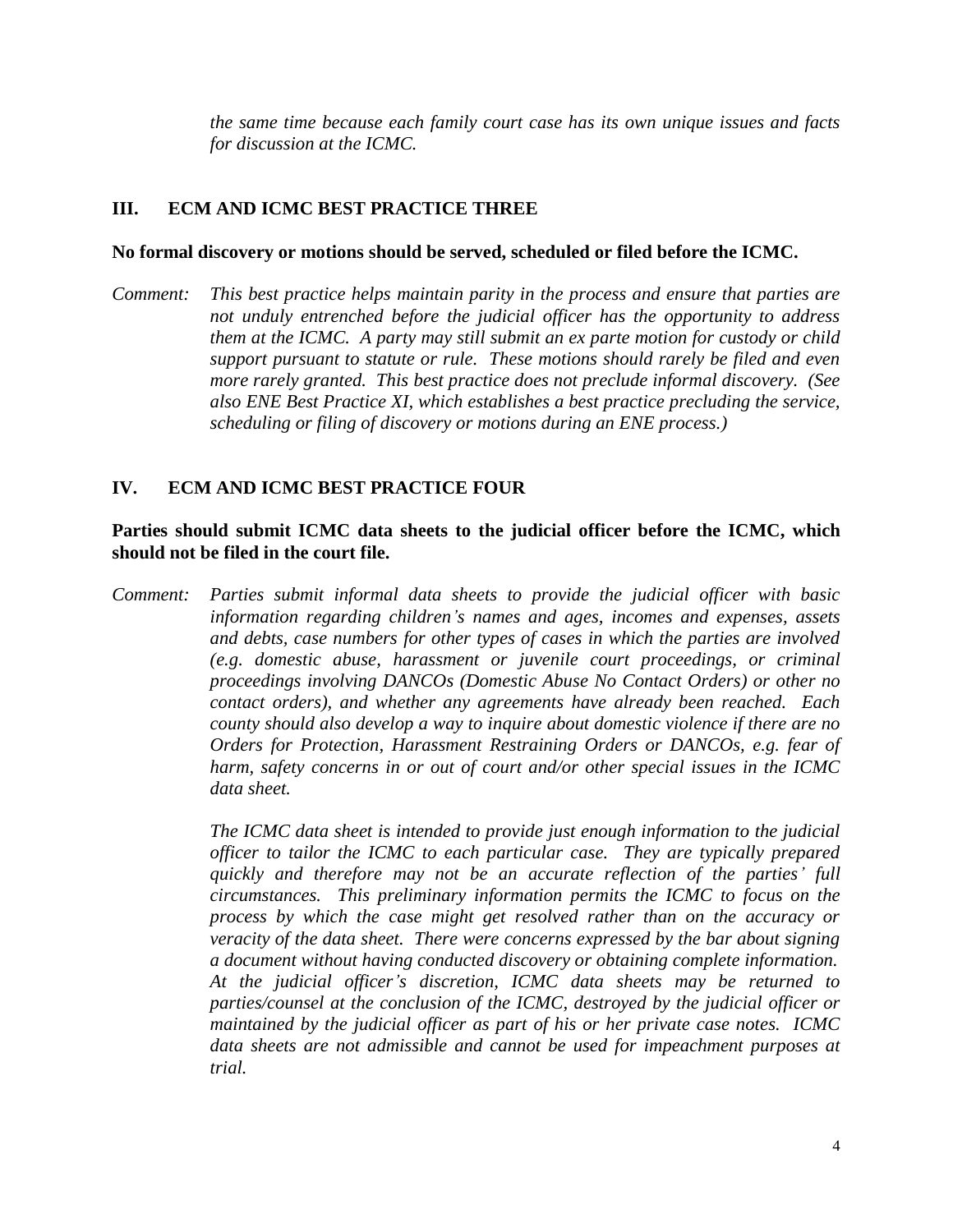*the same time because each family court case has its own unique issues and facts for discussion at the ICMC.*

## III. ECM AND ICMC BEST PRACTICE THREE

**No formal discovery or motions should be served, scheduled or filed before the ICMC.**

*Comment: This best practice helps maintain parity in the process and ensure that parties are not unduly entrenched before the judicial officer has the opportunity to address them at the ICMC. A party may still submit an ex parte motion for custody or child support pursuant to statute or rule. These motions should rarely be filed and even more rarely granted. This best practice does not preclude informal discovery. (See also ENE Best Practice XI, which establishes a best practice precluding the service, scheduling or filing of discovery or motions during an ENE process.)*

## IV. ECM AND ICMC BEST PRACTICE FOUR

**Parties should submit ICMC data sheets to the judicial officer before the ICMC, which should not be filed in the court file.**

*Comment: Parties submit informal data sheets to provide the judicial officer with basic information regarding children's names and ages, incomes and expenses, assets and debts, case numbers for other types of cases in which the parties are involved (e.g. domestic abuse, harassment or juvenile court proceedings, or criminal proceedings involving DANCOs (Domestic Abuse No Contact Orders) or other no contact orders), and whether any agreements have already been reached. Each county should also develop a way to inquire about domestic violence if there are no Orders for Protection, Harassment Restraining Orders or DANCOs, e.g. fear of harm, safety concerns in or out of court and/or other special issues in the ICMC data sheet.*

*The ICMC data sheet is intended to provide just enough information to the judicial officer to tailor the ICMC to each particular case. They are typically prepared quickly and therefore may not be an accurate reflection of the parties' full circumstances. This preliminary information permits the ICMC to focus on the process by which the case might get resolved rather than on the accuracy or veracity of the data sheet. There were concerns expressed by the bar about signing a document without having conducted discovery or obtaining complete information. At the judicial officer's discretion, ICMC data sheets may be returned to parties/counsel at the conclusion of the ICMC, destroyed by the judicial officer or maintained by the judicial officer as part of his or her private case notes. ICMC data sheets are not admissible and cannot be used for impeachment purposes at trial.*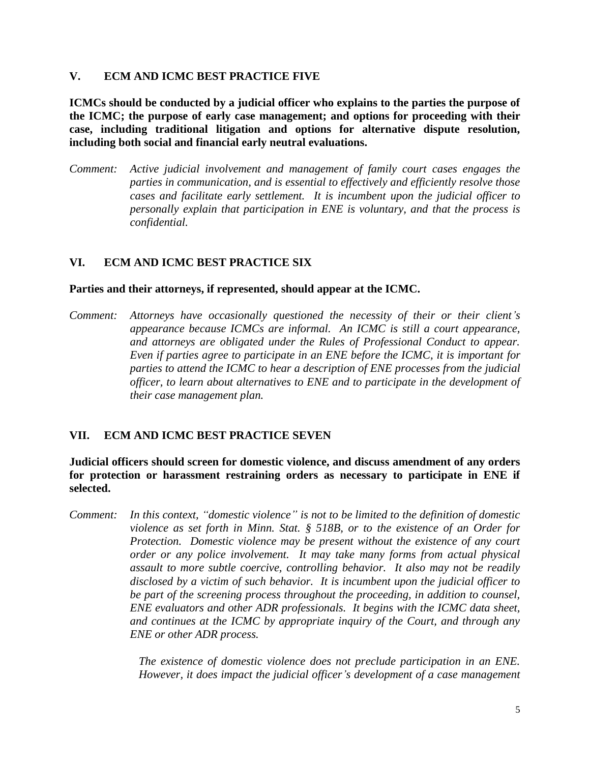## V. ECM AND ICMC BEST PRACTICE FIVE

**ICMCs should be conducted by a judicial officer who explains to the parties the purpose of the ICMC; the purpose of early case management; and options for proceeding with their case, including traditional litigation and options for alternative dispute resolution, including both social and financial early neutral evaluations.**

*Comment: Active judicial involvement and management of family court cases engages the parties in communication, and is essential to effectively and efficiently resolve those cases and facilitate early settlement. It is incumbent upon the judicial officer to personally explain that participation in ENE is voluntary, and that the process is confidential.*

## VI. ECM AND ICMC BEST PRACTICE SIX

**Parties and their attorneys, if represented, should appear at the ICMC.**

*Comment: Attorneys have occasionally questioned the necessity of their or their client's appearance because ICMCs are informal. An ICMC is still a court appearance, and attorneys are obligated under the Rules of Professional Conduct to appear. Even if parties agree to participate in an ENE before the ICMC, it is important for parties to attend the ICMC to hear a description of ENE processes from the judicial officer, to learn about alternatives to ENE and to participate in the development of their case management plan.*

## VII. ECM AND ICMC BEST PRACTICE SEVEN

**Judicial officers should screen for domestic violence, and discuss amendment of any orders for protection or harassment restraining orders as necessary to participate in ENE if selected.**

*Comment: In this context, "domestic violence" is not to be limited to the definition of domestic violence as set forth in Minn. Stat. § 518B, or to the existence of an Order for Protection. Domestic violence may be present without the existence of any court order or any police involvement. It may take many forms from actual physical assault to more subtle coercive, controlling behavior. It also may not be readily disclosed by a victim of such behavior. It is incumbent upon the judicial officer to be part of the screening process throughout the proceeding, in addition to counsel, ENE evaluators and other ADR professionals. It begins with the ICMC data sheet, and continues at the ICMC by appropriate inquiry of the Court, and through any ENE or other ADR process.*

*The existence of domestic violence does not preclude participation in an ENE. However, it does impact the judicial officer's development of a case management*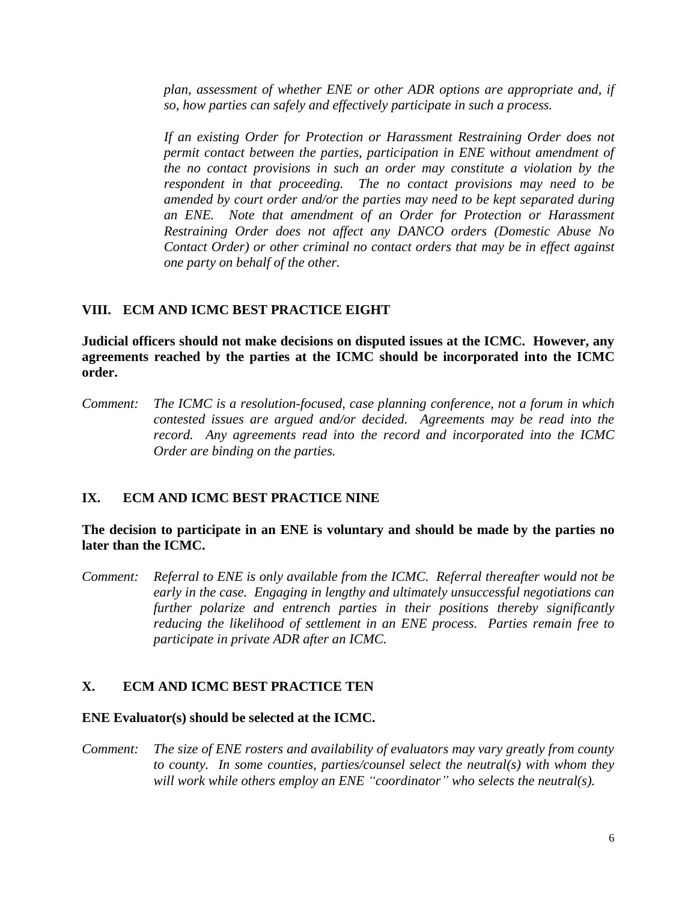*plan, assessment of whether ENE or other ADR options are appropriate and, if so, how parties can safely and effectively participate in such a process.*

*If an existing Order for Protection or Harassment Restraining Order does not permit contact between the parties, participation in ENE without amendment of the no contact provisions in such an order may constitute a violation by the respondent in that proceeding. The no contact provisions may need to be amended by court order and/or the parties may need to be kept separated during an ENE. Note that amendment of an Order for Protection or Harassment Restraining Order does not affect any DANCO orders (Domestic Abuse No Contact Order) or other criminal no contact orders that may be in effect against one party on behalf of the other.*

## VIII. ECM AND ICMC BEST PRACTICE EIGHT

**Judicial officers should not make decisions on disputed issues at the ICMC. However, any agreements reached by the parties at the ICMC should be incorporated into the ICMC order.**

*Comment: The ICMC is a resolution-focused, case planning conference, not a forum in which contested issues are argued and/or decided. Agreements may be read into the record. Any agreements read into the record and incorporated into the ICMC Order are binding on the parties.*

## IX. ECM AND ICMC BEST PRACTICE NINE

**The decision to participate in an ENE is voluntary and should be made by the parties no later than the ICMC.**

*Comment: Referral to ENE is only available from the ICMC. Referral thereafter would not be early in the case. Engaging in lengthy and ultimately unsuccessful negotiations can further polarize and entrench parties in their positions thereby significantly reducing the likelihood of settlement in an ENE process. Parties remain free to participate in private ADR after an ICMC.*

## X. ECM AND ICMC BEST PRACTICE TEN

**ENE Evaluator(s) should be selected at the ICMC.**

*Comment: The size of ENE rosters and availability of evaluators may vary greatly from county to county. In some counties, parties/counsel select the neutral(s) with whom they will work while others employ an ENE "coordinator" who selects the neutral(s).*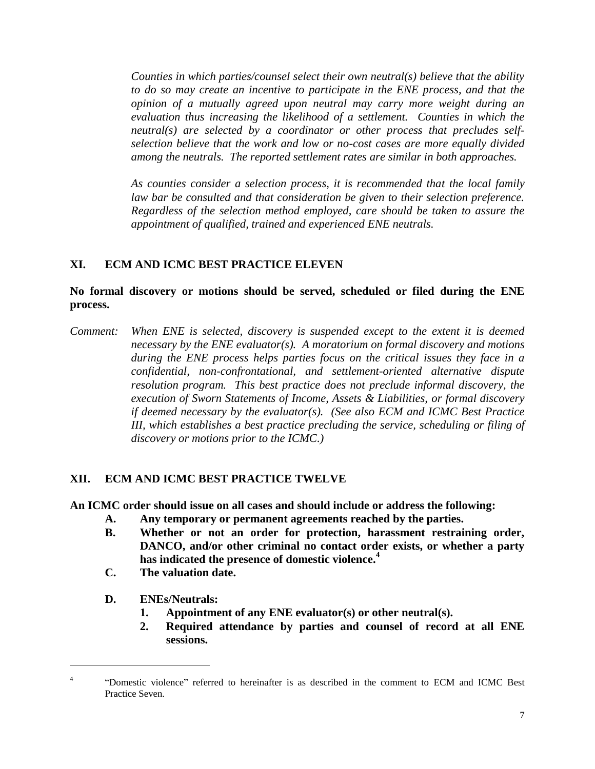*Counties in which parties/counsel select their own neutral(s) believe that the ability to do so may create an incentive to participate in the ENE process, and that the opinion of a mutually agreed upon neutral may carry more weight during an evaluation thus increasing the likelihood of a settlement. Counties in which the neutral(s) are selected by a coordinator or other process that precludes self-selection believe that the work and low or no-cost cases are more equally divided among the neutrals. The reported settlement rates are similar in both approaches.*

*As counties consider a selection process, it is recommended that the local family law bar be consulted and that consideration be given to their selection preference. Regardless of the selection method employed, care should be taken to assure the appointment of qualified, trained and experienced ENE neutrals.*

## XI. ECM AND ICMC BEST PRACTICE ELEVEN

**No formal discovery or motions should be served, scheduled or filed during the ENE process.**

*Comment: When ENE is selected, discovery is suspended except to the extent it is deemed necessary by the ENE evaluator(s). A moratorium on formal discovery and motions during the ENE process helps parties focus on the critical issues they face in a confidential, non-confrontational, and settlement-oriented alternative dispute resolution program. This best practice does not preclude informal discovery, the execution of Sworn Statements of Income, Assets & Liabilities, or formal discovery if deemed necessary by the evaluator(s). (See also ECM and ICMC Best Practice III, which establishes a best practice precluding the service, scheduling or filing of discovery or motions prior to the ICMC.)*

## XII. ECM AND ICMC BEST PRACTICE TWELVE

**An ICMC order should issue on all cases and should include or address the following:**

- **A. Any temporary or permanent agreements reached by the parties.**
- **B. Whether or not an order for protection, harassment restraining order, DANCO, and/or other criminal no contact order exists, or whether a party has indicated the presence of domestic violence.[4]**
- **C. The valuation date.**
- **D. ENEs/Neutrals:**
    1. **Appointment of any ENE evaluator(s) or other neutral(s).**
    2. **Required attendance by parties and counsel of record at all ENE sessions.**

---

[4] "Domestic violence" referred to hereinafter is as described in the comment to ECM and ICMC Best Practice Seven.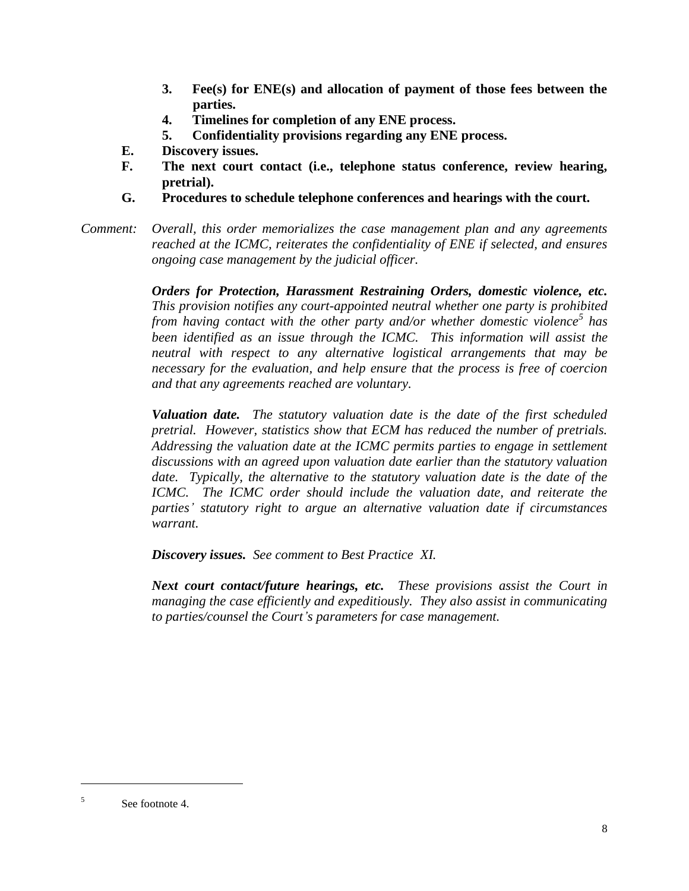3. **Fee(s) for ENE(s) and allocation of payment of those fees between the parties.**
4. **Timelines for completion of any ENE process.**
5. **Confidentiality provisions regarding any ENE process.**

E. **Discovery issues.**

F. **The next court contact (i.e., telephone status conference, review hearing, pretrial).**

G. **Procedures to schedule telephone conferences and hearings with the court.**

*Comment: Overall, this order memorializes the case management plan and any agreements reached at the ICMC, reiterates the confidentiality of ENE if selected, and ensures ongoing case management by the judicial officer.*

***Orders for Protection, Harassment Restraining Orders, domestic violence, etc.*** *This provision notifies any court-appointed neutral whether one party is prohibited from having contact with the other party and/or whether domestic violence*[5] *has been identified as an issue through the ICMC. This information will assist the neutral with respect to any alternative logistical arrangements that may be necessary for the evaluation, and help ensure that the process is free of coercion and that any agreements reached are voluntary.*

***Valuation date.*** *The statutory valuation date is the date of the first scheduled pretrial. However, statistics show that ECM has reduced the number of pretrials. Addressing the valuation date at the ICMC permits parties to engage in settlement discussions with an agreed upon valuation date earlier than the statutory valuation date. Typically, the alternative to the statutory valuation date is the date of the ICMC. The ICMC order should include the valuation date, and reiterate the parties' statutory right to argue an alternative valuation date if circumstances warrant.*

***Discovery issues.*** *See comment to Best Practice XI.*

***Next court contact/future hearings, etc.*** *These provisions assist the Court in managing the case efficiently and expeditiously. They also assist in communicating to parties/counsel the Court's parameters for case management.*

---

[5] See footnote 4.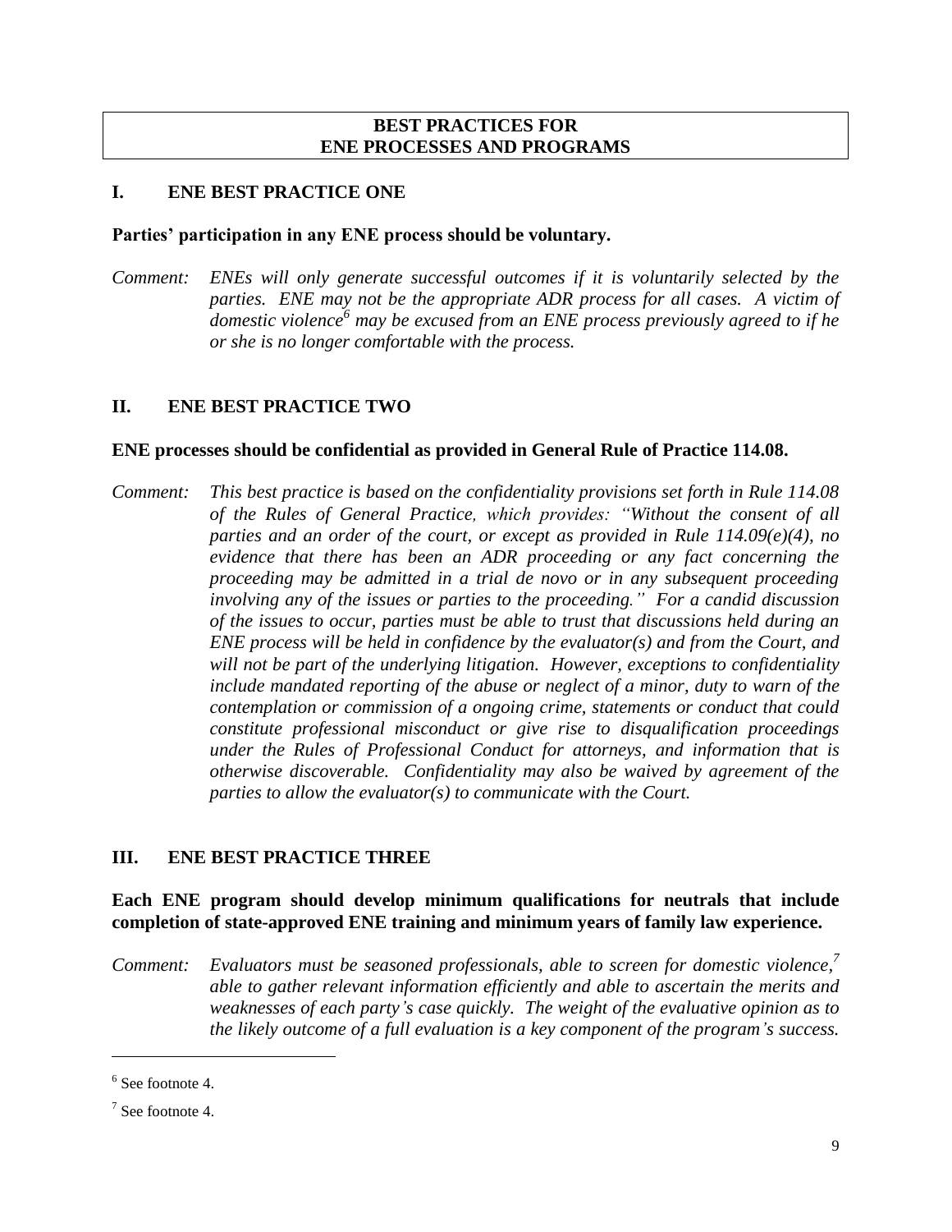## BEST PRACTICES FOR ENE PROCESSES AND PROGRAMS

### I. ENE BEST PRACTICE ONE

**Parties' participation in any ENE process should be voluntary.**

*Comment: ENEs will only generate successful outcomes if it is voluntarily selected by the parties. ENE may not be the appropriate ADR process for all cases. A victim of domestic violence[6] may be excused from an ENE process previously agreed to if he or she is no longer comfortable with the process.*

### II. ENE BEST PRACTICE TWO

**ENE processes should be confidential as provided in General Rule of Practice 114.08.**

*Comment: This best practice is based on the confidentiality provisions set forth in Rule 114.08 of the Rules of General Practice, which provides: "Without the consent of all parties and an order of the court, or except as provided in Rule 114.09(e)(4), no evidence that there has been an ADR proceeding or any fact concerning the proceeding may be admitted in a trial de novo or in any subsequent proceeding involving any of the issues or parties to the proceeding." For a candid discussion of the issues to occur, parties must be able to trust that discussions held during an ENE process will be held in confidence by the evaluator(s) and from the Court, and will not be part of the underlying litigation. However, exceptions to confidentiality include mandated reporting of the abuse or neglect of a minor, duty to warn of the contemplation or commission of a ongoing crime, statements or conduct that could constitute professional misconduct or give rise to disqualification proceedings under the Rules of Professional Conduct for attorneys, and information that is otherwise discoverable. Confidentiality may also be waived by agreement of the parties to allow the evaluator(s) to communicate with the Court.*

### III. ENE BEST PRACTICE THREE

**Each ENE program should develop minimum qualifications for neutrals that include completion of state-approved ENE training and minimum years of family law experience.**

*Comment: Evaluators must be seasoned professionals, able to screen for domestic violence,[7] able to gather relevant information efficiently and able to ascertain the merits and weaknesses of each party's case quickly. The weight of the evaluative opinion as to the likely outcome of a full evaluation is a key component of the program's success.*

---

[6] See footnote 4.

[7] See footnote 4.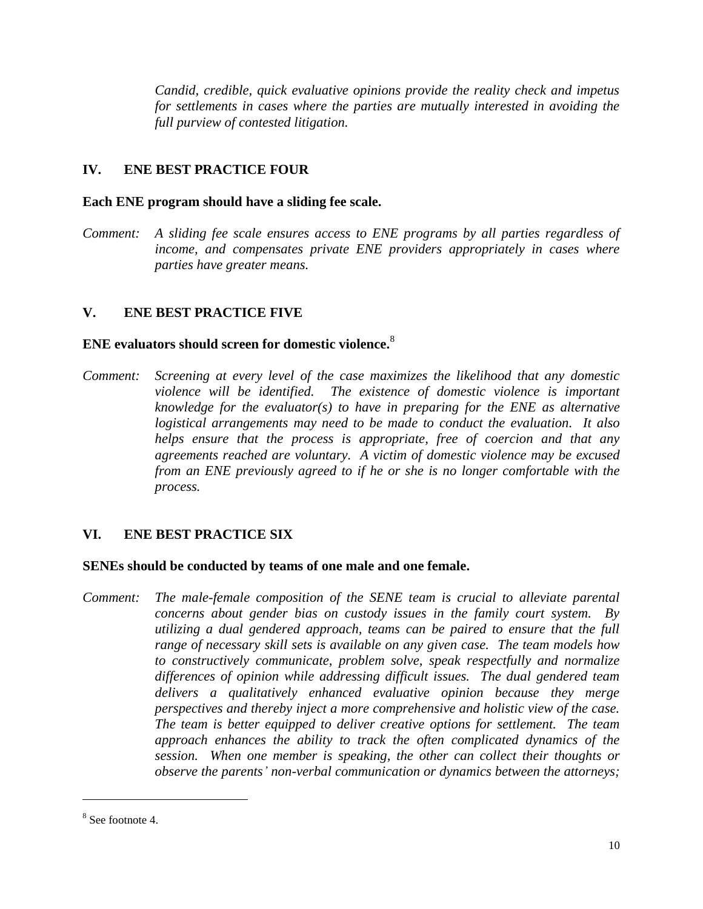*Candid, credible, quick evaluative opinions provide the reality check and impetus for settlements in cases where the parties are mutually interested in avoiding the full purview of contested litigation.*

## IV. ENE BEST PRACTICE FOUR

**Each ENE program should have a sliding fee scale.**

*Comment: A sliding fee scale ensures access to ENE programs by all parties regardless of income, and compensates private ENE providers appropriately in cases where parties have greater means.*

## V. ENE BEST PRACTICE FIVE

**ENE evaluators should screen for domestic violence.**[8]

*Comment: Screening at every level of the case maximizes the likelihood that any domestic violence will be identified. The existence of domestic violence is important knowledge for the evaluator(s) to have in preparing for the ENE as alternative logistical arrangements may need to be made to conduct the evaluation. It also helps ensure that the process is appropriate, free of coercion and that any agreements reached are voluntary. A victim of domestic violence may be excused from an ENE previously agreed to if he or she is no longer comfortable with the process.*

## VI. ENE BEST PRACTICE SIX

**SENEs should be conducted by teams of one male and one female.**

*Comment: The male-female composition of the SENE team is crucial to alleviate parental concerns about gender bias on custody issues in the family court system. By utilizing a dual gendered approach, teams can be paired to ensure that the full range of necessary skill sets is available on any given case. The team models how to constructively communicate, problem solve, speak respectfully and normalize differences of opinion while addressing difficult issues. The dual gendered team delivers a qualitatively enhanced evaluative opinion because they merge perspectives and thereby inject a more comprehensive and holistic view of the case. The team is better equipped to deliver creative options for settlement. The team approach enhances the ability to track the often complicated dynamics of the session. When one member is speaking, the other can collect their thoughts or observe the parents' non-verbal communication or dynamics between the attorneys;*

---

[8] See footnote 4.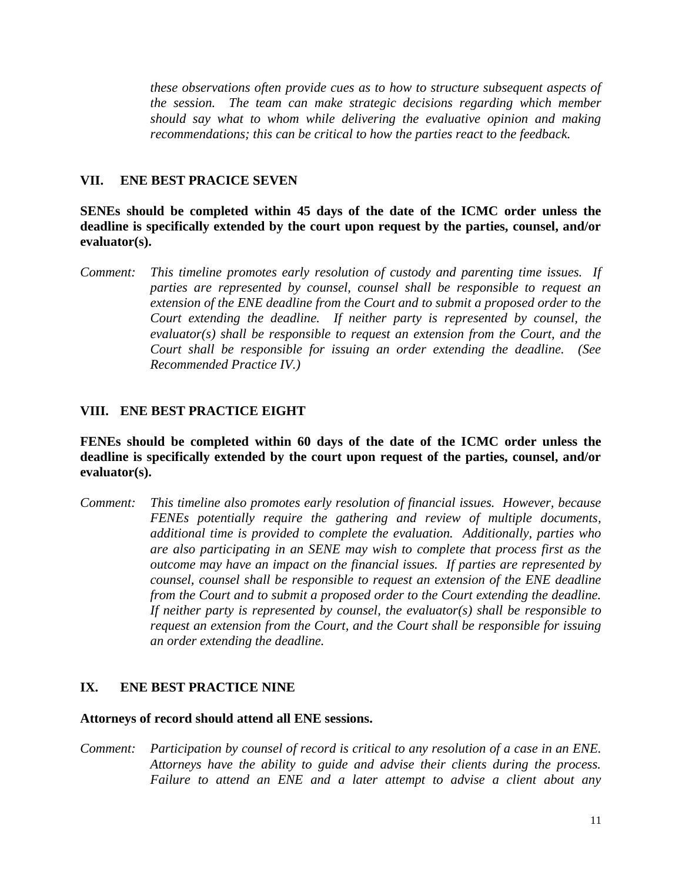*these observations often provide cues as to how to structure subsequent aspects of the session. The team can make strategic decisions regarding which member should say what to whom while delivering the evaluative opinion and making recommendations; this can be critical to how the parties react to the feedback.*

## VII. ENE BEST PRACICE SEVEN

**SENEs should be completed within 45 days of the date of the ICMC order unless the deadline is specifically extended by the court upon request by the parties, counsel, and/or evaluator(s).**

*Comment: This timeline promotes early resolution of custody and parenting time issues. If parties are represented by counsel, counsel shall be responsible to request an extension of the ENE deadline from the Court and to submit a proposed order to the Court extending the deadline. If neither party is represented by counsel, the evaluator(s) shall be responsible to request an extension from the Court, and the Court shall be responsible for issuing an order extending the deadline. (See Recommended Practice IV.)*

## VIII. ENE BEST PRACTICE EIGHT

**FENEs should be completed within 60 days of the date of the ICMC order unless the deadline is specifically extended by the court upon request of the parties, counsel, and/or evaluator(s).**

*Comment: This timeline also promotes early resolution of financial issues. However, because FENEs potentially require the gathering and review of multiple documents, additional time is provided to complete the evaluation. Additionally, parties who are also participating in an SENE may wish to complete that process first as the outcome may have an impact on the financial issues. If parties are represented by counsel, counsel shall be responsible to request an extension of the ENE deadline from the Court and to submit a proposed order to the Court extending the deadline. If neither party is represented by counsel, the evaluator(s) shall be responsible to request an extension from the Court, and the Court shall be responsible for issuing an order extending the deadline.*

## IX. ENE BEST PRACTICE NINE

**Attorneys of record should attend all ENE sessions.**

*Comment: Participation by counsel of record is critical to any resolution of a case in an ENE. Attorneys have the ability to guide and advise their clients during the process. Failure to attend an ENE and a later attempt to advise a client about any*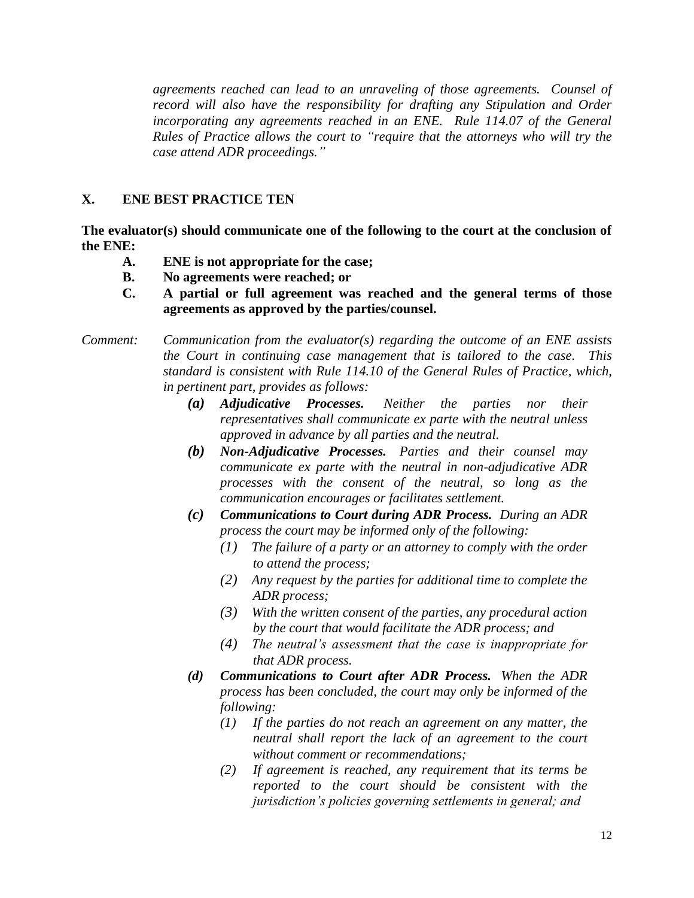*agreements reached can lead to an unraveling of those agreements. Counsel of record will also have the responsibility for drafting any Stipulation and Order incorporating any agreements reached in an ENE. Rule 114.07 of the General Rules of Practice allows the court to "require that the attorneys who will try the case attend ADR proceedings."*

## X. ENE BEST PRACTICE TEN

**The evaluator(s) should communicate one of the following to the court at the conclusion of the ENE:**

- **A. ENE is not appropriate for the case;**
- **B. No agreements were reached; or**
- **C. A partial or full agreement was reached and the general terms of those agreements as approved by the parties/counsel.**

*Comment: Communication from the evaluator(s) regarding the outcome of an ENE assists the Court in continuing case management that is tailored to the case. This standard is consistent with Rule 114.10 of the General Rules of Practice, which, in pertinent part, provides as follows:*

- ***(a) Adjudicative Processes.*** *Neither the parties nor their representatives shall communicate ex parte with the neutral unless approved in advance by all parties and the neutral.*
- ***(b) Non-Adjudicative Processes.*** *Parties and their counsel may communicate ex parte with the neutral in non-adjudicative ADR processes with the consent of the neutral, so long as the communication encourages or facilitates settlement.*
- ***(c) Communications to Court during ADR Process.*** *During an ADR process the court may be informed only of the following:*
  - *(1) The failure of a party or an attorney to comply with the order to attend the process;*
  - *(2) Any request by the parties for additional time to complete the ADR process;*
  - *(3) With the written consent of the parties, any procedural action by the court that would facilitate the ADR process; and*
  - *(4) The neutral's assessment that the case is inappropriate for that ADR process.*
- ***(d) Communications to Court after ADR Process.*** *When the ADR process has been concluded, the court may only be informed of the following:*
  - *(1) If the parties do not reach an agreement on any matter, the neutral shall report the lack of an agreement to the court without comment or recommendations;*
  - *(2) If agreement is reached, any requirement that its terms be reported to the court should be consistent with the jurisdiction's policies governing settlements in general; and*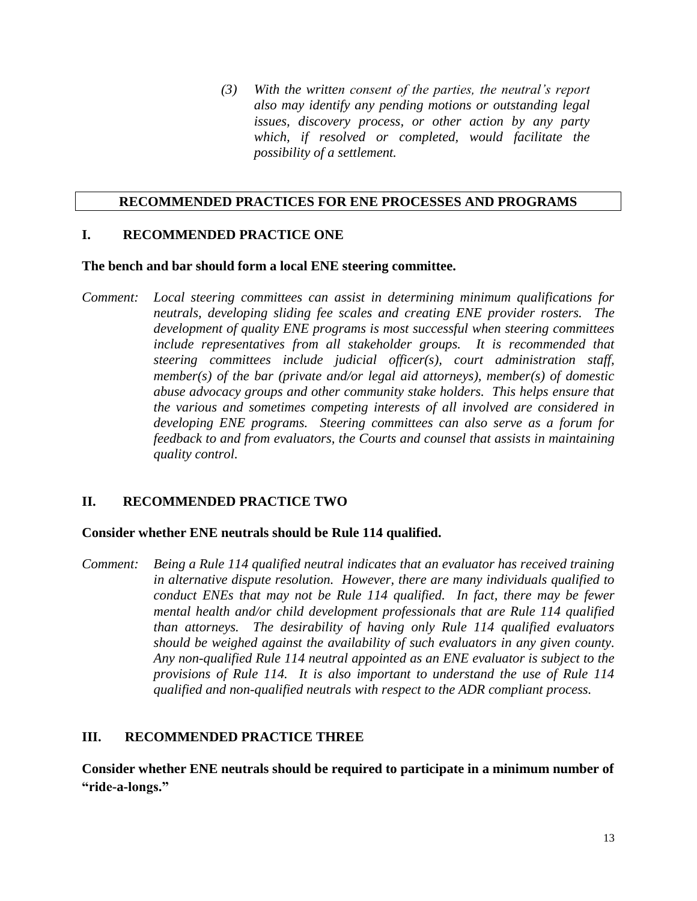*(3) With the written consent of the parties, the neutral's report also may identify any pending motions or outstanding legal issues, discovery process, or other action by any party which, if resolved or completed, would facilitate the possibility of a settlement.*

## RECOMMENDED PRACTICES FOR ENE PROCESSES AND PROGRAMS

### I. RECOMMENDED PRACTICE ONE

**The bench and bar should form a local ENE steering committee.**

*Comment: Local steering committees can assist in determining minimum qualifications for neutrals, developing sliding fee scales and creating ENE provider rosters. The development of quality ENE programs is most successful when steering committees include representatives from all stakeholder groups. It is recommended that steering committees include judicial officer(s), court administration staff, member(s) of the bar (private and/or legal aid attorneys), member(s) of domestic abuse advocacy groups and other community stake holders. This helps ensure that the various and sometimes competing interests of all involved are considered in developing ENE programs. Steering committees can also serve as a forum for feedback to and from evaluators, the Courts and counsel that assists in maintaining quality control.*

### II. RECOMMENDED PRACTICE TWO

**Consider whether ENE neutrals should be Rule 114 qualified.**

*Comment: Being a Rule 114 qualified neutral indicates that an evaluator has received training in alternative dispute resolution. However, there are many individuals qualified to conduct ENEs that may not be Rule 114 qualified. In fact, there may be fewer mental health and/or child development professionals that are Rule 114 qualified than attorneys. The desirability of having only Rule 114 qualified evaluators should be weighed against the availability of such evaluators in any given county. Any non-qualified Rule 114 neutral appointed as an ENE evaluator is subject to the provisions of Rule 114. It is also important to understand the use of Rule 114 qualified and non-qualified neutrals with respect to the ADR compliant process.*

### III. RECOMMENDED PRACTICE THREE

**Consider whether ENE neutrals should be required to participate in a minimum number of "ride-a-longs."**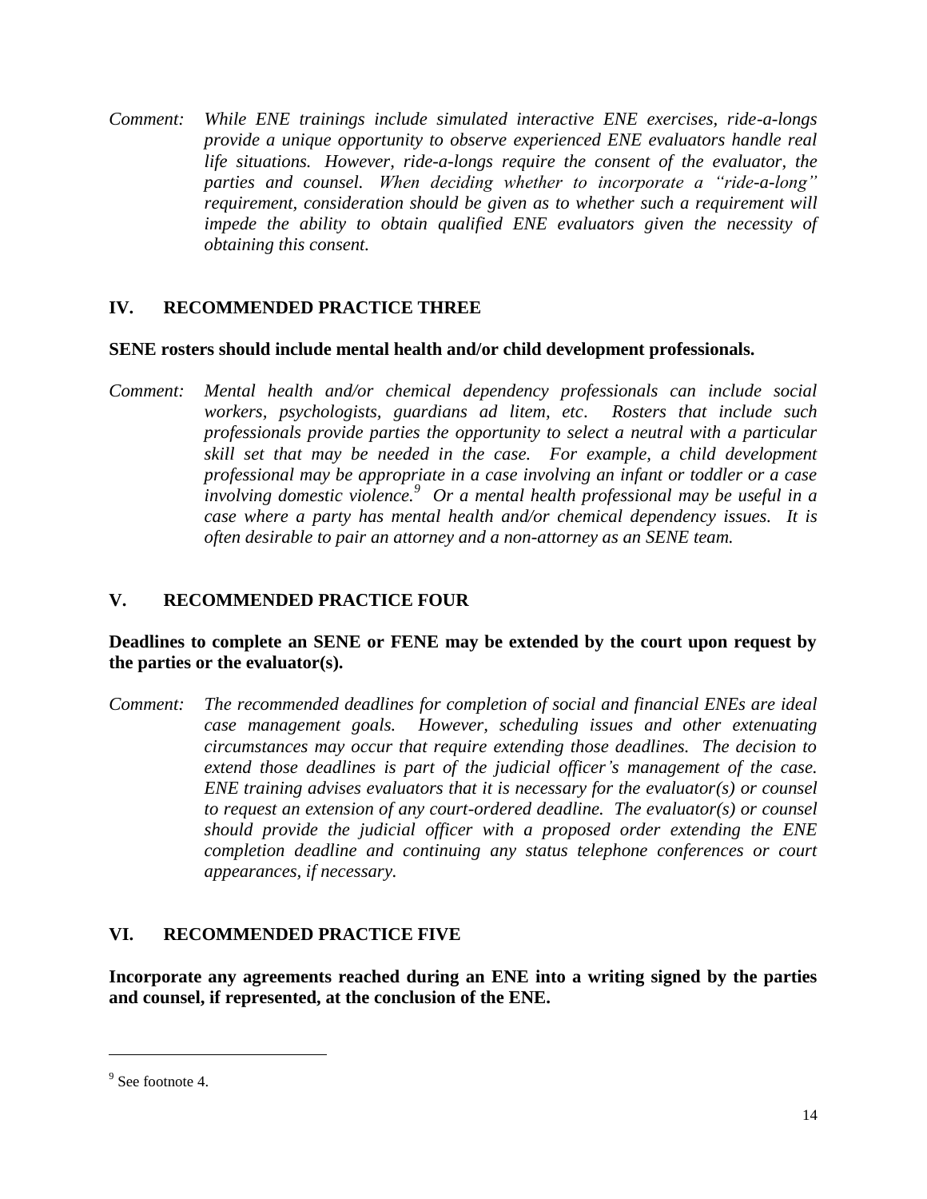*Comment: While ENE trainings include simulated interactive ENE exercises, ride-a-longs provide a unique opportunity to observe experienced ENE evaluators handle real life situations. However, ride-a-longs require the consent of the evaluator, the parties and counsel. When deciding whether to incorporate a "ride-a-long" requirement, consideration should be given as to whether such a requirement will impede the ability to obtain qualified ENE evaluators given the necessity of obtaining this consent.*

## IV. RECOMMENDED PRACTICE THREE

**SENE rosters should include mental health and/or child development professionals.**

*Comment: Mental health and/or chemical dependency professionals can include social workers, psychologists, guardians ad litem, etc. Rosters that include such professionals provide parties the opportunity to select a neutral with a particular skill set that may be needed in the case. For example, a child development professional may be appropriate in a case involving an infant or toddler or a case involving domestic violence.[9] Or a mental health professional may be useful in a case where a party has mental health and/or chemical dependency issues. It is often desirable to pair an attorney and a non-attorney as an SENE team.*

## V. RECOMMENDED PRACTICE FOUR

**Deadlines to complete an SENE or FENE may be extended by the court upon request by the parties or the evaluator(s).**

*Comment: The recommended deadlines for completion of social and financial ENEs are ideal case management goals. However, scheduling issues and other extenuating circumstances may occur that require extending those deadlines. The decision to extend those deadlines is part of the judicial officer's management of the case. ENE training advises evaluators that it is necessary for the evaluator(s) or counsel to request an extension of any court-ordered deadline. The evaluator(s) or counsel should provide the judicial officer with a proposed order extending the ENE completion deadline and continuing any status telephone conferences or court appearances, if necessary.*

## VI. RECOMMENDED PRACTICE FIVE

**Incorporate any agreements reached during an ENE into a writing signed by the parties and counsel, if represented, at the conclusion of the ENE.**

---

[9] See footnote 4.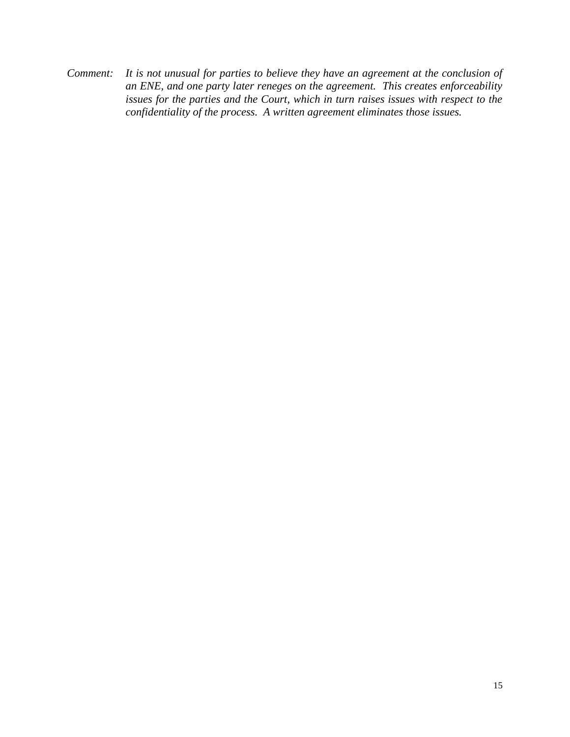*Comment: It is not unusual for parties to believe they have an agreement at the conclusion of an ENE, and one party later reneges on the agreement. This creates enforceability issues for the parties and the Court, which in turn raises issues with respect to the confidentiality of the process. A written agreement eliminates those issues.*